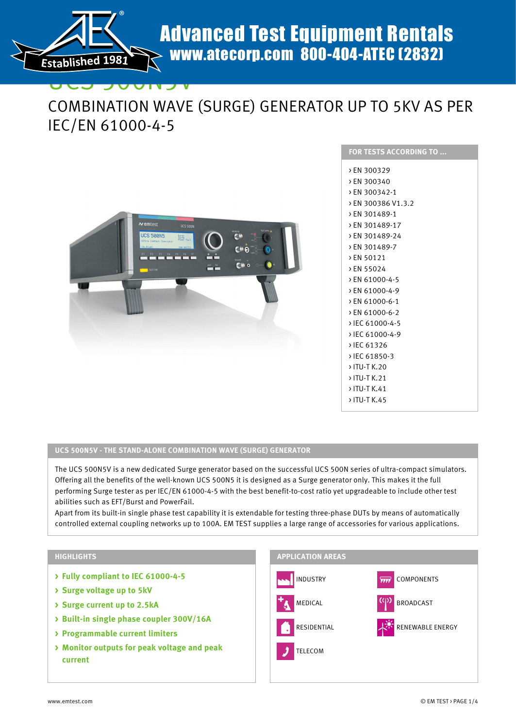Advanced Test Equipment Rentals
www.atecorp.com 800-404-ATEC (2832)

# UCS 500N5V

## COMBINATION WAVE (SURGE) GENERATOR UP TO 5KV AS PER IEC/EN 61000-4-5

### FOR TESTS ACCORDING TO ...

- › EN 300329
- › EN 300340
- › EN 300342-1
- › EN 300386 V1.3.2
- › EN 301489-1
- › EN 301489-17
- › EN 301489-24
- › EN 301489-7
- › EN 50121
- › EN 55024
- › EN 61000-4-5
- › EN 61000-4-9
- › EN 61000-6-1
- › EN 61000-6-2
- › IEC 61000-4-5
- › IEC 61000-4-9
- › IEC 61326
- › IEC 61850-3
- › ITU-T K.20
- › ITU-T K.21
- › ITU-T K.41
- › ITU-T K.45

### UCS 500N5V - THE STAND-ALONE COMBINATION WAVE (SURGE) GENERATOR

The UCS 500N5V is a new dedicated Surge generator based on the successful UCS 500N series of ultra-compact simulators. Offering all the benefits of the well-known UCS 500N5 it is designed as a Surge generator only. This makes it the full performing Surge tester as per IEC/EN 61000-4-5 with the best benefit-to-cost ratio yet upgradeable to include other test abilities such as EFT/Burst and PowerFail.

Apart from its built-in single phase test capability it is extendable for testing three-phase DUTs by means of automatically controlled external coupling networks up to 100A. EM TEST supplies a large range of accessories for various applications.

### HIGHLIGHTS

- › **Fully compliant to IEC 61000-4-5**
- › **Surge voltage up to 5kV**
- › **Surge current up to 2.5kA**
- › **Built-in single phase coupler 300V/16A**
- › **Programmable current limiters**
- › **Monitor outputs for peak voltage and peak current**

### APPLICATION AREAS

- INDUSTRY
- COMPONENTS
- MEDICAL
- BROADCAST
- RESIDENTIAL
- RENEWABLE ENERGY
- TELECOM

www.emtest.com

© EM TEST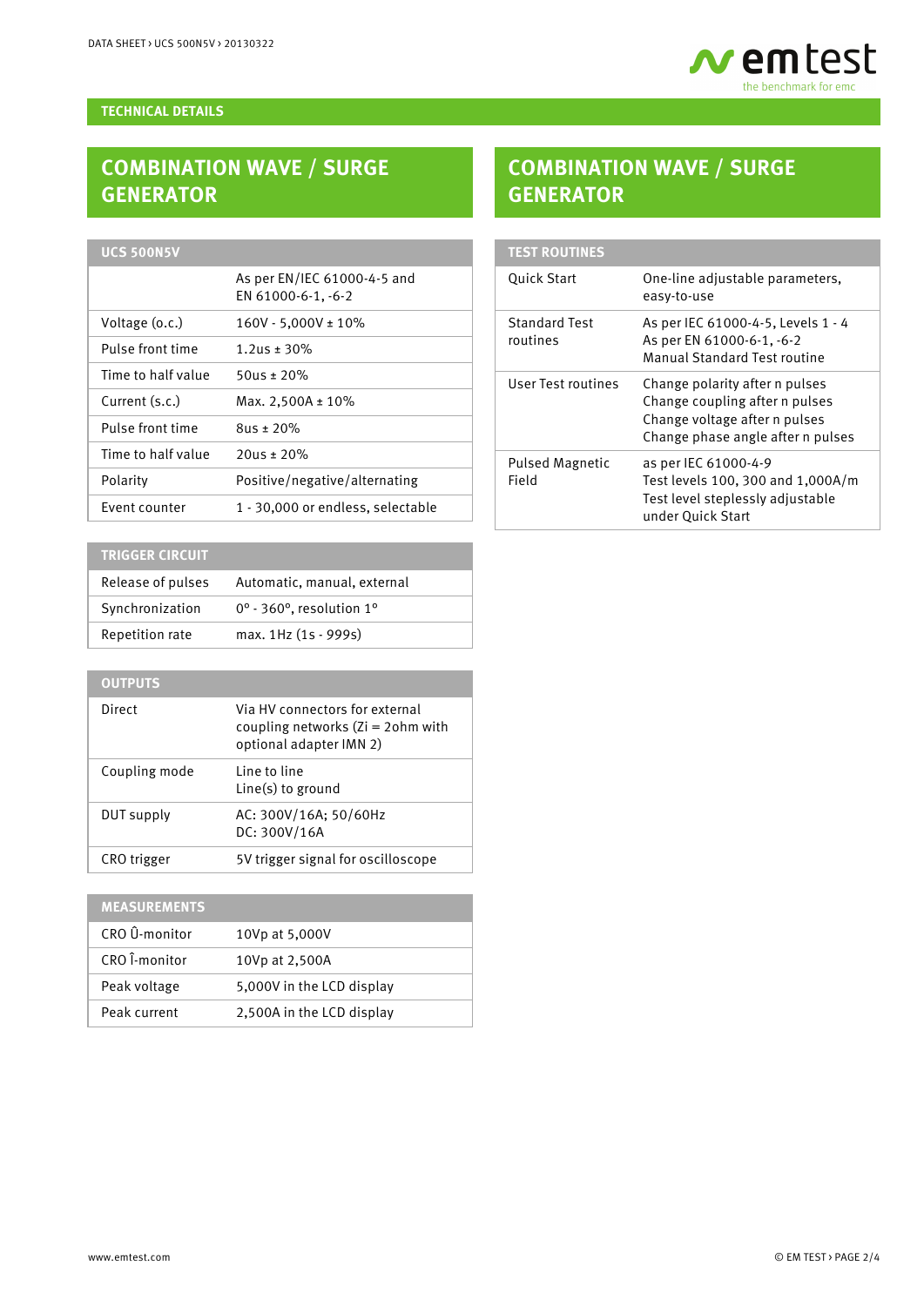## TECHNICAL DETAILS

# COMBINATION WAVE / SURGE GENERATOR

| UCS 500N5V | |
|---|---|
| | As per EN/IEC 61000-4-5 and EN 61000-6-1, -6-2 |
| Voltage (o.c.) | 160V - 5,000V ± 10% |
| Pulse front time | 1.2us ± 30% |
| Time to half value | 50us ± 20% |
| Current (s.c.) | Max. 2,500A ± 10% |
| Pulse front time | 8us ± 20% |
| Time to half value | 20us ± 20% |
| Polarity | Positive/negative/alternating |
| Event counter | 1 - 30,000 or endless, selectable |

| TRIGGER CIRCUIT | |
|---|---|
| Release of pulses | Automatic, manual, external |
| Synchronization | 0° - 360°, resolution 1° |
| Repetition rate | max. 1Hz (1s - 999s) |

| OUTPUTS | |
|---|---|
| Direct | Via HV connectors for external coupling networks (Zi = 2ohm with optional adapter IMN 2) |
| Coupling mode | Line to line<br>Line(s) to ground |
| DUT supply | AC: 300V/16A; 50/60Hz<br>DC: 300V/16A |
| CRO trigger | 5V trigger signal for oscilloscope |

| MEASUREMENTS | |
|---|---|
| CRO Û-monitor | 10Vp at 5,000V |
| CRO Î-monitor | 10Vp at 2,500A |
| Peak voltage | 5,000V in the LCD display |
| Peak current | 2,500A in the LCD display |

# COMBINATION WAVE / SURGE GENERATOR

| TEST ROUTINES | |
|---|---|
| Quick Start | One-line adjustable parameters, easy-to-use |
| Standard Test routines | As per IEC 61000-4-5, Levels 1 - 4<br>As per EN 61000-6-1, -6-2<br>Manual Standard Test routine |
| User Test routines | Change polarity after n pulses<br>Change coupling after n pulses<br>Change voltage after n pulses<br>Change phase angle after n pulses |
| Pulsed Magnetic Field | as per IEC 61000-4-9<br>Test levels 100, 300 and 1,000A/m<br>Test level steplessly adjustable under Quick Start |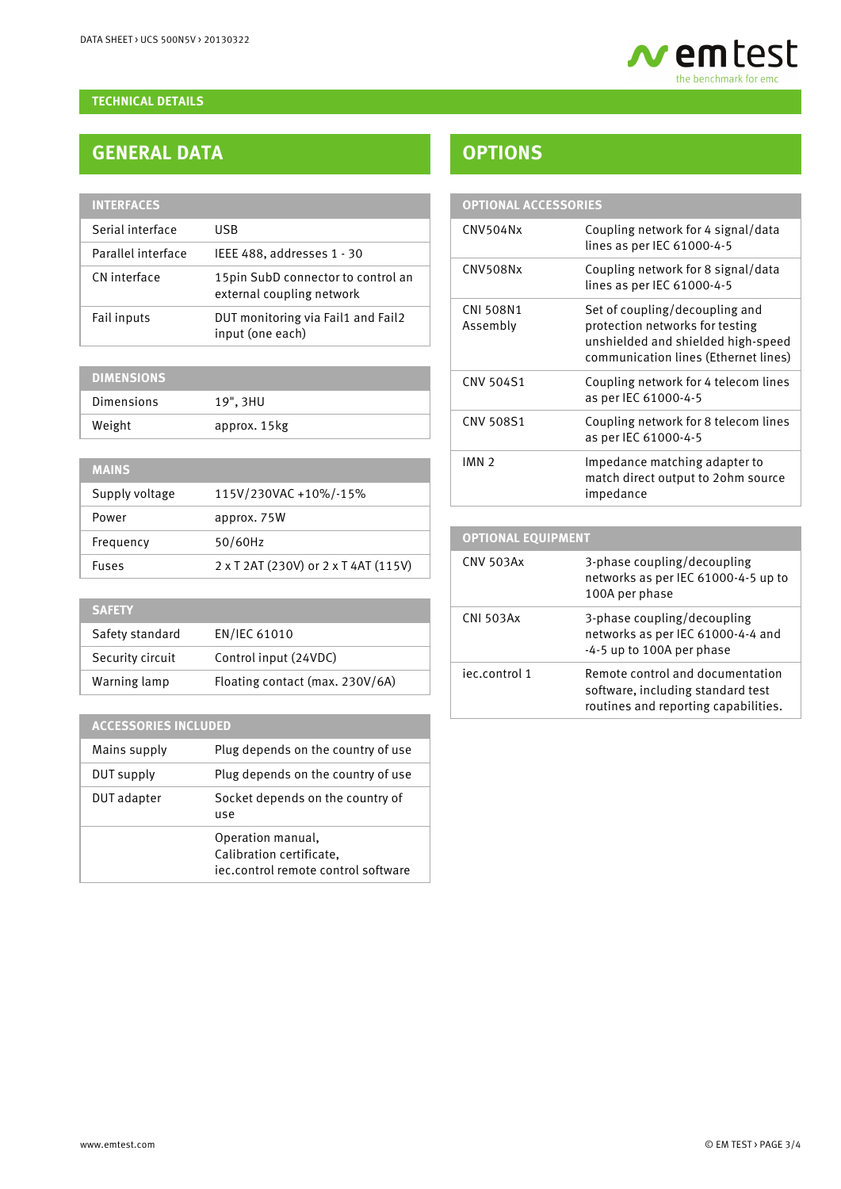## TECHNICAL DETAILS

## GENERAL DATA

| INTERFACES | |
|---|---|
| Serial interface | USB |
| Parallel interface | IEEE 488, addresses 1 - 30 |
| CN interface | 15pin SubD connector to control an external coupling network |
| Fail inputs | DUT monitoring via Fail1 and Fail2 input (one each) |

| DIMENSIONS | |
|---|---|
| Dimensions | 19", 3HU |
| Weight | approx. 15kg |

| MAINS | |
|---|---|
| Supply voltage | 115V/230VAC +10%/-15% |
| Power | approx. 75W |
| Frequency | 50/60Hz |
| Fuses | 2 x T 2AT (230V) or 2 x T 4AT (115V) |

| SAFETY | |
|---|---|
| Safety standard | EN/IEC 61010 |
| Security circuit | Control input (24VDC) |
| Warning lamp | Floating contact (max. 230V/6A) |

| ACCESSORIES INCLUDED | |
|---|---|
| Mains supply | Plug depends on the country of use |
| DUT supply | Plug depends on the country of use |
| DUT adapter | Socket depends on the country of use |
| | Operation manual, Calibration certificate, iec.control remote control software |

## OPTIONS

| OPTIONAL ACCESSORIES | |
|---|---|
| CNV504Nx | Coupling network for 4 signal/data lines as per IEC 61000-4-5 |
| CNV508Nx | Coupling network for 8 signal/data lines as per IEC 61000-4-5 |
| CNI 508N1 Assembly | Set of coupling/decoupling and protection networks for testing unshielded and shielded high-speed communication lines (Ethernet lines) |
| CNV 504S1 | Coupling network for 4 telecom lines as per IEC 61000-4-5 |
| CNV 508S1 | Coupling network for 8 telecom lines as per IEC 61000-4-5 |
| IMN 2 | Impedance matching adapter to match direct output to 2ohm source impedance |

| OPTIONAL EQUIPMENT | |
|---|---|
| CNV 503Ax | 3-phase coupling/decoupling networks as per IEC 61000-4-5 up to 100A per phase |
| CNI 503Ax | 3-phase coupling/decoupling networks as per IEC 61000-4-4 and -4-5 up to 100A per phase |
| iec.control 1 | Remote control and documentation software, including standard test routines and reporting capabilities. |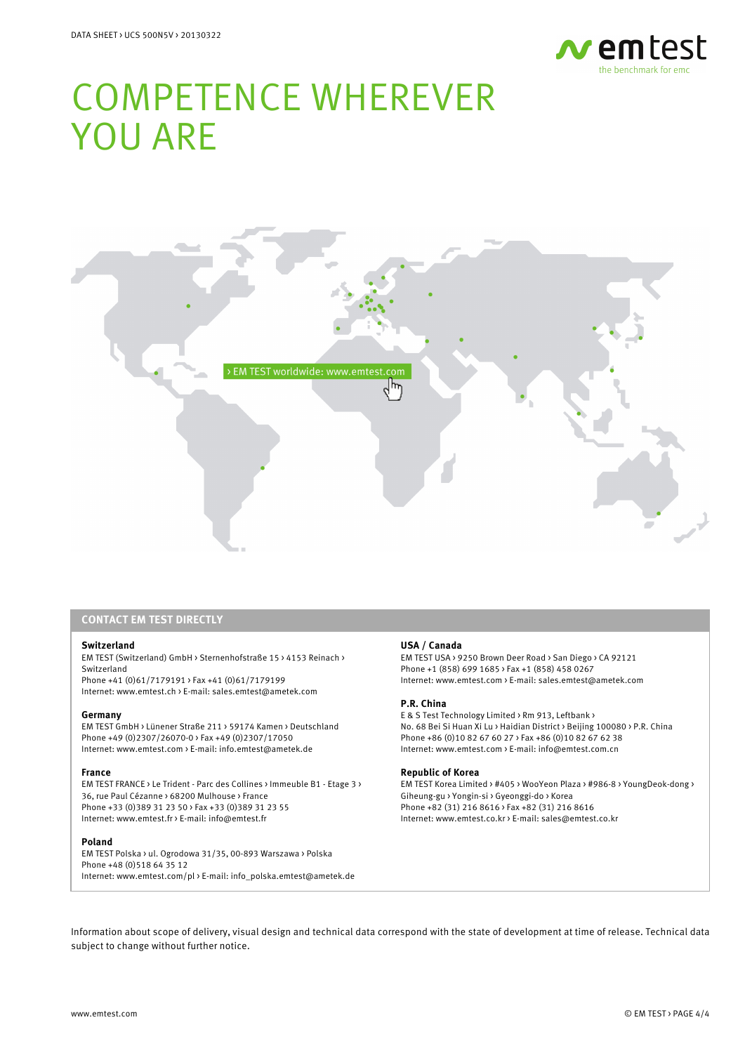# COMPETENCE WHEREVER YOU ARE

› EM TEST worldwide: www.emtest.com

## CONTACT EM TEST DIRECTLY

**Switzerland**
EM TEST (Switzerland) GmbH › Sternenhofstraße 15 › 4153 Reinach › Switzerland
Phone +41 (0)61/7179191 › Fax +41 (0)61/7179199
Internet: www.emtest.ch › E-mail: sales.emtest@ametek.com

**Germany**
EM TEST GmbH › Lünener Straße 211 › 59174 Kamen › Deutschland
Phone +49 (0)2307/26070-0 › Fax +49 (0)2307/17050
Internet: www.emtest.com › E-mail: info.emtest@ametek.de

**France**
EM TEST FRANCE › Le Trident - Parc des Collines › Immeuble B1 - Etage 3 › 36, rue Paul Cézanne › 68200 Mulhouse › France
Phone +33 (0)389 31 23 50 › Fax +33 (0)389 31 23 55
Internet: www.emtest.fr › E-mail: info@emtest.fr

**Poland**
EM TEST Polska › ul. Ogrodowa 31/35, 00-893 Warszawa › Polska
Phone +48 (0)518 64 35 12
Internet: www.emtest.com/pl › E-mail: info_polska.emtest@ametek.de

**USA / Canada**
EM TEST USA › 9250 Brown Deer Road › San Diego › CA 92121
Phone +1 (858) 699 1685 › Fax +1 (858) 458 0267
Internet: www.emtest.com › E-mail: sales.emtest@ametek.com

**P.R. China**
E & S Test Technology Limited › Rm 913, Leftbank › No. 68 Bei Si Huan Xi Lu › Haidian District › Beijing 100080 › P.R. China
Phone +86 (0)10 82 67 60 27 › Fax +86 (0)10 82 67 62 38
Internet: www.emtest.com › E-mail: info@emtest.com.cn

**Republic of Korea**
EM TEST Korea Limited › #405 › WooYeon Plaza › #986-8 › YoungDeok-dong › Giheung-gu › Yongin-si › Gyeonggi-do › Korea
Phone +82 (31) 216 8616 › Fax +82 (31) 216 8616
Internet: www.emtest.co.kr › E-mail: sales@emtest.co.kr

Information about scope of delivery, visual design and technical data correspond with the state of development at time of release. Technical data subject to change without further notice.